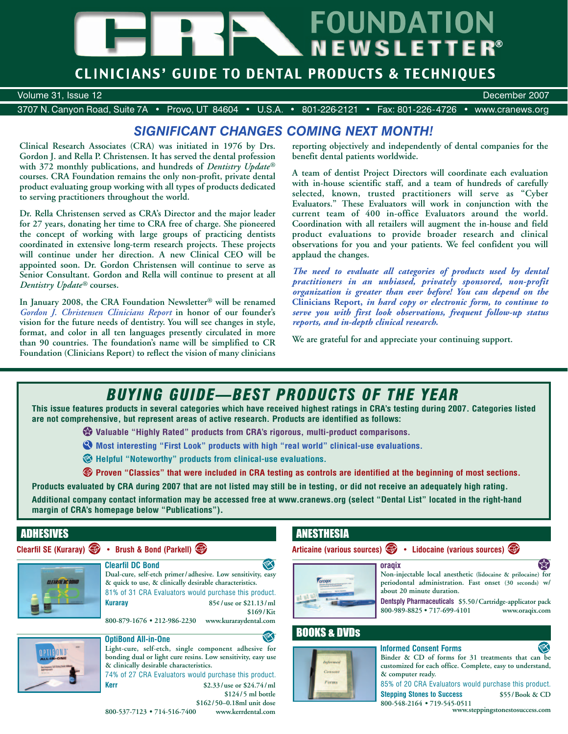# CRA FOUNDATION NEWSLETTER®

## CLINICIANS' GUIDE TO DENTAL PRODUCTS & TECHNIQUES

Volume 31, Issue 12 — December 2007

3707 N. Canyon Road, Suite 7A • Provo, UT 84604 • U.S.A. • 801-226-2121 • Fax: 801-226-4726 • www.cranews.org

## *SIGNIFICANT CHANGES COMING NEXT MONTH!*

**Clinical Research Associates (CRA) was initiated in 1976 by Drs. Gordon J. and Rella P. Christensen. It has served the dental profession with 372 monthly publications, and hundreds of *Dentistry Update®* courses. CRA Foundation remains the only non-profit, private dental product evaluating group working with all types of products dedicated to serving practitioners throughout the world.**

**Dr. Rella Christensen served as CRA's Director and the major leader for 27 years, donating her time to CRA free of charge. She pioneered the concept of working with large groups of practicing dentists coordinated in extensive long-term research projects. These projects will continue under her direction. A new Clinical CEO will be appointed soon. Dr. Gordon Christensen will continue to serve as Senior Consultant. Gordon and Rella will continue to present at all *Dentistry Update®* courses.**

**In January 2008, the CRA Foundation Newsletter® will be renamed *Gordon J. Christensen Clinicians Report* in honor of our founder's vision for the future needs of dentistry. You will see changes in style, format, and color in all ten languages presently circulated in more than 90 countries. The foundation's name will be simplified to CR Foundation (Clinicians Report) to reflect the vision of many clinicians reporting objectively and independently of dental companies for the benefit dental patients worldwide.**

**A team of dentist Project Directors will coordinate each evaluation with in-house scientific staff, and a team of hundreds of carefully selected, known, trusted practitioners will serve as "Cyber Evaluators." These Evaluators will work in conjunction with the current team of 400 in-office Evaluators around the world. Coordination with all retailers will augment the in-house and field product evaluations to provide broader research and clinical observations for you and your patients. We feel confident you will applaud the changes.**

***The need to evaluate all categories of products used by dental practitioners in an unbiased, privately sponsored, non-profit organization is greater than ever before! You can depend on the* Clinicians Report, *in hard copy or electronic form, to continue to serve you with first look observations, frequent follow-up status reports, and in-depth clinical research.***

**We are grateful for and appreciate your continuing support.**

## *BUYING GUIDE—BEST PRODUCTS OF THE YEAR*

**This issue features products in several categories which have received highest ratings in CRA's testing during 2007. Categories listed are not comprehensive, but represent areas of active research. Products are identified as follows:**

- **Valuable "Highly Rated" products from CRA's rigorous, multi-product comparisons.**
- **Most interesting "First Look" products with high "real world" clinical-use evaluations.**
- **Helpful "Noteworthy" products from clinical-use evaluations.**
- **Proven "Classics" that were included in CRA testing as controls are identified at the beginning of most sections.**

**Products evaluated by CRA during 2007 that are not listed may still be in testing, or did not receive an adequately high rating.**

**Additional company contact information may be accessed free at www.cranews.org (select "Dental List" located in the right-hand margin of CRA's homepage below "Publications").**

## ADHESIVES

**Clearfil SE (Kuraray)** (Classic) • **Brush & Bond (Parkell)** (Classic)

### Clearfil DC Bond (Noteworthy)

Dual-cure, self-etch primer/adhesive. Low sensitivity, easy & quick to use, & clinically desirable characteristics.

81% of 31 CRA Evaluators would purchase this product.

**Kuraray** — 85¢/use or $21.13/ml; $169/Kit

800-879-1676 • 212-986-2230 • www.kuraraydental.com

### OptiBond All-in-One (Noteworthy)

Light-cure, self-etch, single component adhesive for bonding dual or light cure resins. Low sensitivity, easy use & clinically desirable characteristics.

74% of 27 CRA Evaluators would purchase this product.

**Kerr** — $2.33/use or $24.74/ml; $124/5 ml bottle; $162/50–0.18ml unit dose

800-537-7123 • 714-516-7400 • www.kerrdental.com

## ANESTHESIA

**Articaine (various sources)** (Classic) • **Lidocaine (various sources)** (Classic)

### oraqix (Highly Rated)

Non-injectable local anesthetic (lidocaine & prilocaine) for periodontal administration. Fast onset (30 seconds) w/ about 20 minute duration.

**Dentsply Pharmaceuticals** — $5.50/Cartridge-applicator pack

800-989-8825 • 717-699-4101 • www.oraqix.com

## BOOKS & DVDs

### Informed Consent Forms (Noteworthy)

Binder & CD of forms for 31 treatments that can be customized for each office. Complete, easy to understand, & computer ready.

85% of 20 CRA Evaluators would purchase this product.

**Stepping Stones to Success** — $55/Book & CD

800-548-2164 • 719-545-0511 • www.steppingstonestosuccess.com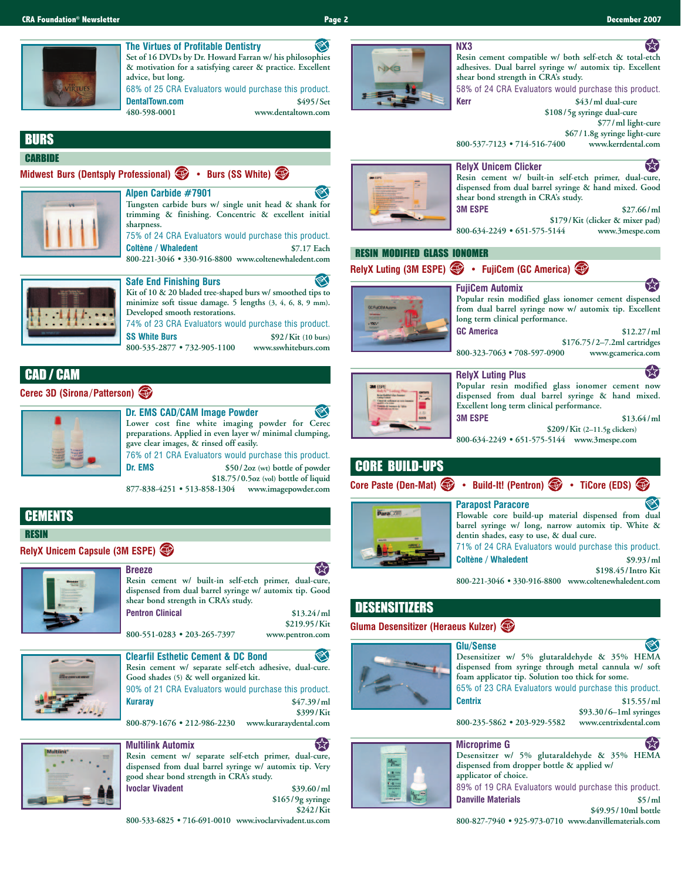### The Virtues of Profitable Dentistry

Set of 16 DVDs by Dr. Howard Farran w/ his philosophies & motivation for a satisfying career & practice. Excellent advice, but long.

68% of 25 CRA Evaluators would purchase this product.

**DentalTown.com** $495/Set
480-598-0001 www.dentaltown.com

## BURS

### CARBIDE

**Midwest Burs (Dentsply Professional) • Burs (SS White)**

### Alpen Carbide #7901

Tungsten carbide burs w/ single unit head & shank for trimming & finishing. Concentric & excellent initial sharpness.

75% of 24 CRA Evaluators would purchase this product.

**Coltène / Whaledent** $7.17 Each
800-221-3046 • 330-916-8800 www.coltenewhaledent.com

### Safe End Finishing Burs

Kit of 10 & 20 bladed tree-shaped burs w/ smoothed tips to minimize soft tissue damage. 5 lengths (3, 4, 6, 8, 9 mm). Developed smooth restorations.

74% of 23 CRA Evaluators would purchase this product.

**SS White Burs** $92/Kit (10 burs)
800-535-2877 • 732-905-1100 www.sswhiteburs.com

## CAD / CAM

**Cerec 3D (Sirona/Patterson)**

### Dr. EMS CAD/CAM Image Powder

Lower cost fine white imaging powder for Cerec preparations. Applied in even layer w/ minimal clumping, gave clear images, & rinsed off easily.

76% of 21 CRA Evaluators would purchase this product.

**Dr. EMS** $50/2oz (wt) bottle of powder
$18.75/0.5oz (vol) bottle of liquid
877-838-4251 • 513-858-1304 www.imagepowder.com

## CEMENTS

### RESIN

**RelyX Unicem Capsule (3M ESPE)**

### Breeze

Resin cement w/ built-in self-etch primer, dual-cure, dispensed from dual barrel syringe w/ automix tip. Good shear bond strength in CRA's study.

**Pentron Clinical** $13.24/ml
$219.95/Kit
800-551-0283 • 203-265-7397 www.pentron.com

### Clearfil Esthetic Cement & DC Bond

Resin cement w/ separate self-etch adhesive, dual-cure. Good shades (5) & well organized kit.

90% of 21 CRA Evaluators would purchase this product.

**Kuraray** $47.39/ml
$399/Kit
800-879-1676 • 212-986-2230 www.kuraraydental.com

### Multilink Automix

Resin cement w/ separate self-etch primer, dual-cure, dispensed from dual barrel syringe w/ automix tip. Very good shear bond strength in CRA's study.

**Ivoclar Vivadent** $39.60/ml
$165/9g syringe
$242/Kit
800-533-6825 • 716-691-0010 www.ivoclarvivadent.us.com

### NX3

Resin cement compatible w/ both self-etch & total-etch adhesives. Dual barrel syringe w/ automix tip. Excellent shear bond strength in CRA's study.

58% of 24 CRA Evaluators would purchase this product.

**Kerr** $43/ml dual-cure
$108/5g syringe dual-cure
$77/ml light-cure
$67/1.8g syringe light-cure
800-537-7123 • 714-516-7400 www.kerrdental.com

### RelyX Unicem Clicker

Resin cement w/ built-in self-etch primer, dual-cure, dispensed from dual barrel syringe & hand mixed. Good shear bond strength in CRA's study.

**3M ESPE** $27.66/ml
$179/Kit (clicker & mixer pad)
800-634-2249 • 651-575-5144 www.3mespe.com

### RESIN MODIFIED GLASS IONOMER

**RelyX Luting (3M ESPE) • FujiCem (GC America)**

### FujiCem Automix

Popular resin modified glass ionomer cement dispensed from dual barrel syringe now w/ automix tip. Excellent long term clinical performance.

**GC America** $12.27/ml
$176.75/2–7.2ml cartridges
800-323-7063 • 708-597-0900 www.gcamerica.com

### RelyX Luting Plus

Popular resin modified glass ionomer cement now dispensed from dual barrel syringe & hand mixed. Excellent long term clinical performance.

**3M ESPE** $13.64/ml
$209/Kit (2–11.5g clickers)
800-634-2249 • 651-575-5144 www.3mespe.com

## CORE BUILD-UPS

**Core Paste (Den-Mat) • Build-It! (Pentron) • TiCore (EDS)**

### Parapost Paracore

Flowable core build-up material dispensed from dual barrel syringe w/ long, narrow automix tip. White & dentin shades, easy to use, & dual cure.

71% of 24 CRA Evaluators would purchase this product.

**Coltène / Whaledent** $9.93/ml
$198.45/Intro Kit
800-221-3046 • 330-916-8800 www.coltenewhaledent.com

## DESENSITIZERS

**Gluma Desensitizer (Heraeus Kulzer)**

### Glu/Sense

Desensitizer w/ 5% glutaraldehyde & 35% HEMA dispensed from syringe through metal cannula w/ soft foam applicator tip. Solution too thick for some.

65% of 23 CRA Evaluators would purchase this product.

**Centrix** $15.55/ml
$93.30/6–1ml syringes
800-235-5862 • 203-929-5582 www.centrixdental.com

### Microprime G

Desensitizer w/ 5% glutaraldehyde & 35% HEMA dispensed from dropper bottle & applied w/ applicator of choice.

89% of 19 CRA Evaluators would purchase this product.

**Danville Materials** $5/ml
$49.95/10ml bottle
800-827-7940 • 925-973-0710 www.danvillematerials.com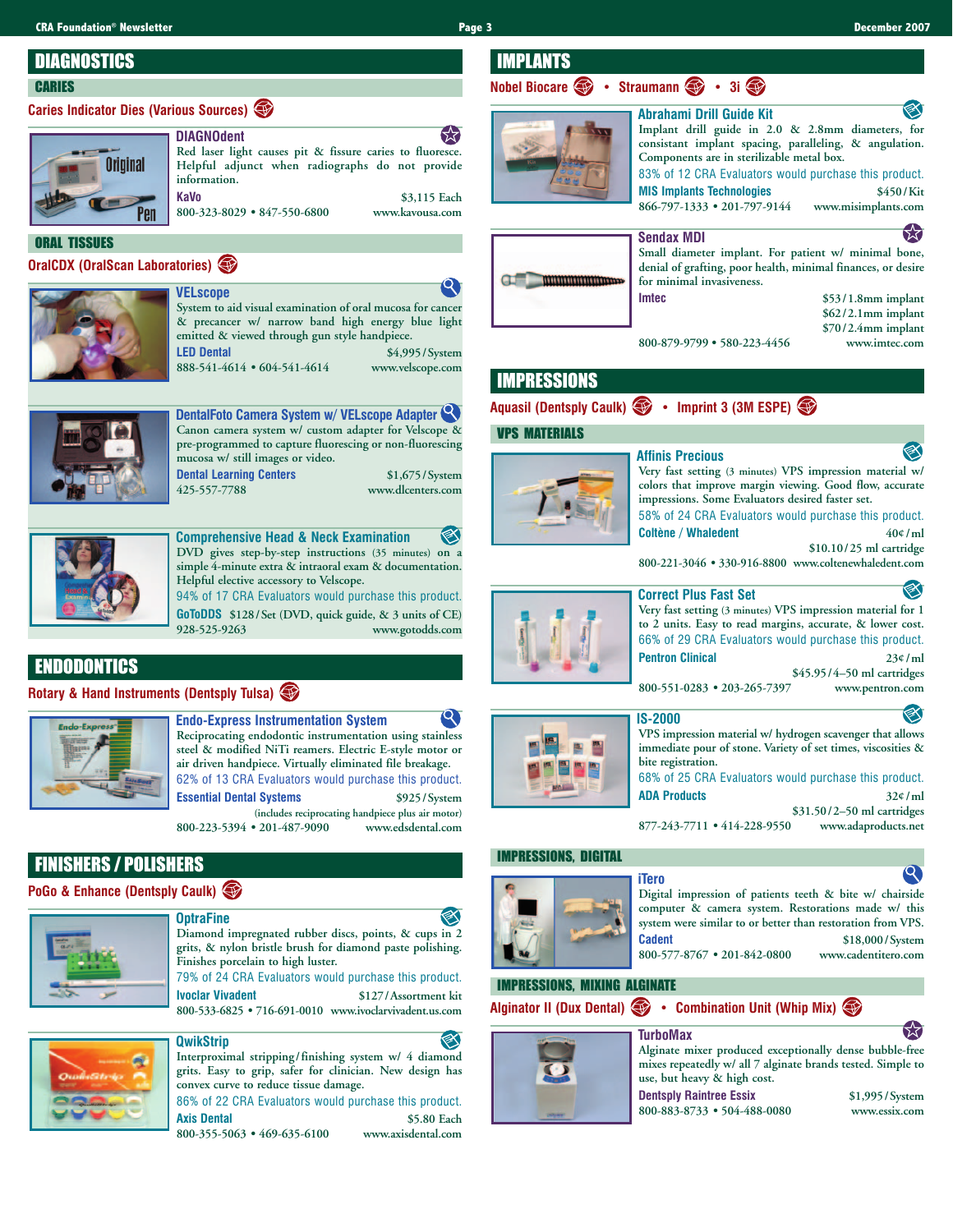## DIAGNOSTICS

### CARIES

**Caries Indicator Dies (Various Sources)**

#### DIAGNOdent

Red laser light causes pit & fissure caries to fluoresce. Helpful adjunct when radiographs do not provide information.

**KaVo** — $3,115 Each
800-323-8029 • 847-550-6800 — www.kavousa.com

### ORAL TISSUES

**OralCDX (OralScan Laboratories)**

#### VELscope

System to aid visual examination of oral mucosa for cancer & precancer w/ narrow band high energy blue light emitted & viewed through gun style handpiece.

**LED Dental** — $4,995/System
888-541-4614 • 604-541-4614 — www.velscope.com

#### DentalFoto Camera System w/ VELscope Adapter

Canon camera system w/ custom adapter for Velscope & pre-programmed to capture fluorescing or non-fluorescing mucosa w/ still images or video.

**Dental Learning Centers** — $1,675/System
425-557-7788 — www.dlcenters.com

#### Comprehensive Head & Neck Examination

DVD gives step-by-step instructions (35 minutes) on a simple 4-minute extra & intraoral exam & documentation. Helpful elective accessory to Velscope.

94% of 17 CRA Evaluators would purchase this product.

**GoToDDS** — $128/Set (DVD, quick guide, & 3 units of CE)
928-525-9263 — www.gotodds.com

## ENDODONTICS

**Rotary & Hand Instruments (Dentsply Tulsa)**

#### Endo-Express Instrumentation System

Reciprocating endodontic instrumentation using stainless steel & modified NiTi reamers. Electric E-style motor or air driven handpiece. Virtually eliminated file breakage.

62% of 13 CRA Evaluators would purchase this product.

**Essential Dental Systems** — $925/System
(includes reciprocating handpiece plus air motor)
800-223-5394 • 201-487-9090 — www.edsdental.com

## FINISHERS / POLISHERS

**PoGo & Enhance (Dentsply Caulk)**

#### OptraFine

Diamond impregnated rubber discs, points, & cups in 2 grits, & nylon bristle brush for diamond paste polishing. Finishes porcelain to high luster.

79% of 24 CRA Evaluators would purchase this product.

**Ivoclar Vivadent** — $127/Assortment kit
800-533-6825 • 716-691-0010 — www.ivoclarvivadent.us.com

#### QwikStrip

Interproximal stripping/finishing system w/ 4 diamond grits. Easy to grip, safer for clinician. New design has convex curve to reduce tissue damage.

86% of 22 CRA Evaluators would purchase this product.

**Axis Dental** — $5.80 Each
800-355-5063 • 469-635-6100 — www.axisdental.com

## IMPLANTS

**Nobel Biocare • Straumann • 3i**

#### Abrahami Drill Guide Kit

Implant drill guide in 2.0 & 2.8mm diameters, for consistant implant spacing, paralleling, & angulation. Components are in sterilizable metal box.

83% of 12 CRA Evaluators would purchase this product.

**MIS Implants Technologies** — $450/Kit
866-797-1333 • 201-797-9144 — www.misimplants.com

#### Sendax MDI

Small diameter implant. For patient w/ minimal bone, denial of grafting, poor health, minimal finances, or desire for minimal invasiveness.

**Imtec** — $53/1.8mm implant; $62/2.1mm implant; $70/2.4mm implant
800-879-9799 • 580-223-4456 — www.imtec.com

## IMPRESSIONS

**Aquasil (Dentsply Caulk) • Imprint 3 (3M ESPE)**

### VPS MATERIALS

#### Affinis Precious

Very fast setting (3 minutes) VPS impression material w/ colors that improve margin viewing. Good flow, accurate impressions. Some Evaluators desired faster set.

58% of 24 CRA Evaluators would purchase this product.

**Coltène / Whaledent** — 40¢/ml; $10.10/25 ml cartridge
800-221-3046 • 330-916-8800 — www.coltenewhaledent.com

#### Correct Plus Fast Set

Very fast setting (3 minutes) VPS impression material for 1 to 2 units. Easy to read margins, accurate, & lower cost.

66% of 29 CRA Evaluators would purchase this product.

**Pentron Clinical** — 23¢/ml; $45.95/4–50 ml cartridges
800-551-0283 • 203-265-7397 — www.pentron.com

#### IS-2000

VPS impression material w/ hydrogen scavenger that allows immediate pour of stone. Variety of set times, viscosities & bite registration.

68% of 25 CRA Evaluators would purchase this product.

**ADA Products** — 32¢/ml; $31.50/2–50 ml cartridges
877-243-7711 • 414-228-9550 — www.adaproducts.net

### IMPRESSIONS, DIGITAL

#### iTero

Digital impression of patients teeth & bite w/ chairside computer & camera system. Restorations made w/ this system were similar to or better than restoration from VPS.

**Cadent** — $18,000/System
800-577-8767 • 201-842-0800 — www.cadentitero.com

### IMPRESSIONS, MIXING ALGINATE

**Alginator II (Dux Dental) • Combination Unit (Whip Mix)**

#### TurboMax

Alginate mixer produced exceptionally dense bubble-free mixes repeatedly w/ all 7 alginate brands tested. Simple to use, but heavy & high cost.

**Dentsply Raintree Essix** — $1,995/System
800-883-8733 • 504-488-0080 — www.essix.com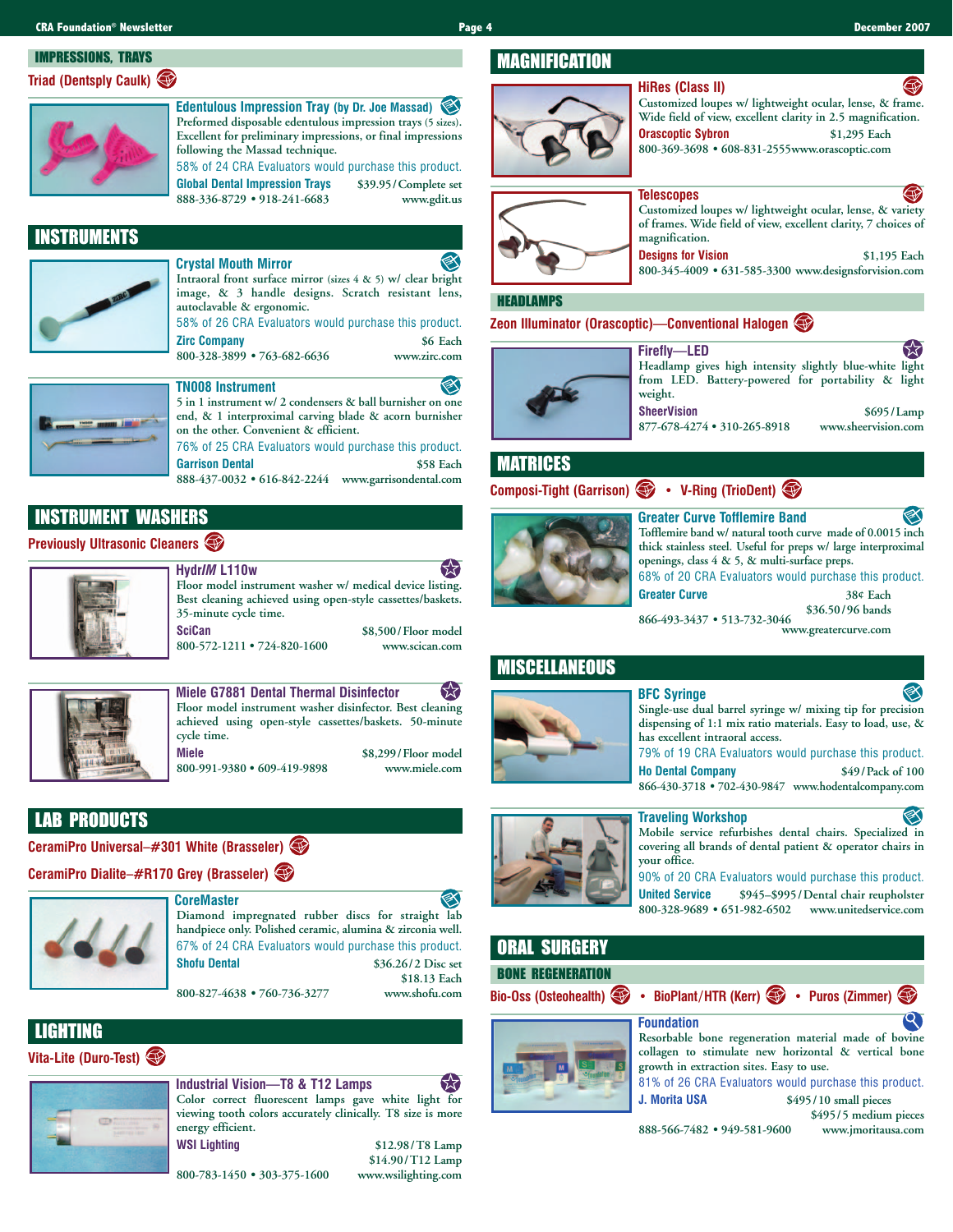## IMPRESSIONS, TRAYS

**Triad (Dentsply Caulk)**

### Edentulous Impression Tray (by Dr. Joe Massad)

Preformed disposable edentulous impression trays (5 sizes). Excellent for preliminary impressions, or final impressions following the Massad technique.

58% of 24 CRA Evaluators would purchase this product.

**Global Dental Impression Trays** $39.95/Complete set
888-336-8729 • 918-241-6683 www.gdit.us

## INSTRUMENTS

### Crystal Mouth Mirror

Intraoral front surface mirror (sizes 4 & 5) w/ clear bright image, & 3 handle designs. Scratch resistant lens, autoclavable & ergonomic.

58% of 26 CRA Evaluators would purchase this product.

**Zirc Company** $6 Each
800-328-3899 • 763-682-6636 www.zirc.com

### TN008 Instrument

5 in 1 instrument w/ 2 condensers & ball burnisher on one end, & 1 interproximal carving blade & acorn burnisher on the other. Convenient & efficient.

76% of 25 CRA Evaluators would purchase this product.

**Garrison Dental** $58 Each
888-437-0032 • 616-842-2244 www.garrisondental.com

## INSTRUMENT WASHERS

**Previously Ultrasonic Cleaners**

### Hydr*IM* L110w

Floor model instrument washer w/ medical device listing. Best cleaning achieved using open-style cassettes/baskets. 35-minute cycle time.

**SciCan** $8,500/Floor model
800-572-1211 • 724-820-1600 www.scican.com

### Miele G7881 Dental Thermal Disinfector

Floor model instrument washer disinfector. Best cleaning achieved using open-style cassettes/baskets. 50-minute cycle time.

**Miele** $8,299/Floor model
800-991-9380 • 609-419-9898 www.miele.com

## LAB PRODUCTS

**CeramiPro Universal–#301 White (Brasseler)**

**CeramiPro Dialite–#R170 Grey (Brasseler)**

### CoreMaster

Diamond impregnated rubber discs for straight lab handpiece only. Polished ceramic, alumina & zirconia well.

67% of 24 CRA Evaluators would purchase this product.

**Shofu Dental** $36.26/2 Disc set
$18.13 Each
800-827-4638 • 760-736-3277 www.shofu.com

## LIGHTING

**Vita-Lite (Duro-Test)**

### Industrial Vision—T8 & T12 Lamps

Color correct fluorescent lamps gave white light for viewing tooth colors accurately clinically. T8 size is more energy efficient.

**WSI Lighting** $12.98/T8 Lamp
$14.90/T12 Lamp
800-783-1450 • 303-375-1600 www.wsilighting.com

## MAGNIFICATION

### HiRes (Class II)

Customized loupes w/ lightweight ocular, lense, & frame. Wide field of view, excellent clarity in 2.5 magnification.

**Orascoptic Sybron** $1,295 Each
800-369-3698 • 608-831-2555 www.orascoptic.com

### Telescopes

Customized loupes w/ lightweight ocular, lense, & variety of frames. Wide field of view, excellent clarity, 7 choices of magnification.

**Designs for Vision** $1,195 Each
800-345-4009 • 631-585-3300 www.designsforvision.com

## HEADLAMPS

**Zeon Illuminator (Orascoptic)—Conventional Halogen**

### Firefly—LED

Headlamp gives high intensity slightly blue-white light from LED. Battery-powered for portability & light weight.

**SheerVision** $695/Lamp
877-678-4274 • 310-265-8918 www.sheervision.com

## MATRICES

**Composi-Tight (Garrison)** • **V-Ring (TrioDent)**

### Greater Curve Tofflemire Band

Tofflemire band w/ natural tooth curve made of 0.0015 inch thick stainless steel. Useful for preps w/ large interproximal openings, class 4 & 5, & multi-surface preps.

68% of 20 CRA Evaluators would purchase this product.

**Greater Curve** 38¢ Each
$36.50/96 bands
866-493-3437 • 513-732-3046 www.greatercurve.com

## MISCELLANEOUS

### BFC Syringe

Single-use dual barrel syringe w/ mixing tip for precision dispensing of 1:1 mix ratio materials. Easy to load, use, & has excellent intraoral access.

79% of 19 CRA Evaluators would purchase this product.

**Ho Dental Company** $49/Pack of 100
866-430-3718 • 702-430-9847 www.hodentalcompany.com

### Traveling Workshop

Mobile service refurbishes dental chairs. Specialized in covering all brands of dental patient & operator chairs in your office.

90% of 20 CRA Evaluators would purchase this product.

**United Service** $945–$995/Dental chair reupholster
800-328-9689 • 651-982-6502 www.unitedservice.com

## ORAL SURGERY

## BONE REGENERATION

**Bio-Oss (Osteohealth)** • **BioPlant/HTR (Kerr)** • **Puros (Zimmer)**

### Foundation

Resorbable bone regeneration material made of bovine collagen to stimulate new horizontal & vertical bone growth in extraction sites. Easy to use.

81% of 26 CRA Evaluators would purchase this product.

**J. Morita USA** $495/10 small pieces
$495/5 medium pieces
888-566-7482 • 949-581-9600 www.jmoritausa.com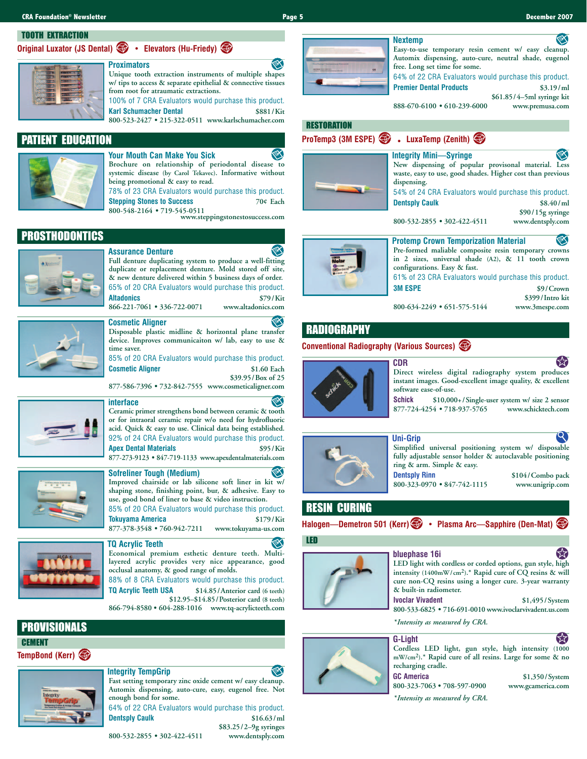## TOOTH EXTRACTION

**Original Luxator (JS Dental) • Elevators (Hu-Friedy)**

### Proximators

Unique tooth extraction instruments of multiple shapes w/ tips to access & separate epithelial & connective tissues from root for atraumatic extractions.

100% of 7 CRA Evaluators would purchase this product.

**Karl Schumacher Dental** — $881 / Kit

800-523-2427 • 215-322-0511 www.karlschumacher.com

## PATIENT EDUCATION

### Your Mouth Can Make You Sick

Brochure on relationship of periodontal disease to systemic disease (by Carol Tekavec). Informative without being promotional & easy to read.

78% of 23 CRA Evaluators would purchase this product.

**Stepping Stones to Success** — 70¢ Each

800-548-2164 • 719-545-0511 www.steppingstonestosuccess.com

## PROSTHODONTICS

### Assurance Denture

Full denture duplicating system to produce a well-fitting duplicate or replacement denture. Mold stored off site, & new denture delivered within 5 business days of order.

65% of 20 CRA Evaluators would purchase this product.

**Altadonics** — $79 / Kit

866-221-7061 • 336-722-0071 www.altadonics.com

### Cosmetic Aligner

Disposable plastic midline & horizontal plane transfer device. Improves communicaiton w/ lab, easy to use & time saver.

85% of 20 CRA Evaluators would purchase this product.

**Cosmetic Aligner** — $1.60 Each; $39.95 / Box of 25

877-586-7396 • 732-842-7555 www.cosmeticaligner.com

### interface

Ceramic primer strengthens bond between ceramic & tooth or for intraoral ceramic repair w/o need for hydrofluoric acid. Quick & easy to use. Clinical data being established.

92% of 24 CRA Evaluators would purchase this product.

**Apex Dental Materials** — $95 / Kit

877-273-9123 • 847-719-1133 www.apexdentalmaterials.com

### Sofreliner Tough (Medium)

Improved chairside or lab silicone soft liner in kit w/ shaping stone, finishing point, bur, & adhesive. Easy to use, good bond of liner to base & video instruction.

85% of 20 CRA Evaluators would purchase this product.

**Tokuyama America** — $179 / Kit

877-378-3548 • 760-942-7211 www.tokuyama-us.com

### TQ Acrylic Teeth

Economical premium esthetic denture teeth. Multi-layered acrylic provides very nice appearance, good occlusal anatomy, & good range of molds.

88% of 8 CRA Evaluators would purchase this product.

**TQ Acrylic Teeth USA** — $14.85 / Anterior card (6 teeth); $12.95–$14.85 / Posterior card (8 teeth)

866-794-8580 • 604-288-1016 www.tq-acrylicteeth.com

## PROVISIONALS

### CEMENT

**TempBond (Kerr)**

### Integrity TempGrip

Fast setting temporary zinc oxide cement w/ easy cleanup. Automix dispensing, auto-cure, easy, eugenol free. Not enough bond for some.

64% of 22 CRA Evaluators would purchase this product.

**Dentsply Caulk** — $16.63 / ml; $83.25 / 2–9g syringes

800-532-2855 • 302-422-4511 www.dentsply.com

### Nextemp

Easy-to-use temporary resin cement w/ easy cleanup. Automix dispensing, auto-cure, neutral shade, eugenol free. Long set time for some.

64% of 22 CRA Evaluators would purchase this product.

**Premier Dental Products** — $3.19 / ml; $61.85 / 4–5ml syringe kit

888-670-6100 • 610-239-6000 www.premusa.com

### RESTORATION

**ProTemp3 (3M ESPE) • LuxaTemp (Zenith)**

### Integrity Mini—Syringe

New dispensing of popular provisional material. Less waste, easy to use, good shades. Higher cost than previous dispensing.

54% of 24 CRA Evaluators would purchase this product.

**Dentsply Caulk** — $8.40 / ml; $90 / 15g syringe

800-532-2855 • 302-422-4511 www.dentsply.com

### Protemp Crown Temporization Material

Pre-formed maliable composite resin temporary crowns in 2 sizes, universal shade (A2), & 11 tooth crown configurations. Easy & fast.

61% of 23 CRA Evaluators would purchase this product.

**3M ESPE** — $9 / Crown; $399 / Intro kit

800-634-2249 • 651-575-5144 www.3mespe.com

## RADIOGRAPHY

**Conventional Radiography (Various Sources)**

### CDR

Direct wireless digital radiography system produces instant images. Good-excellent image quality, & excellent software ease-of-use.

**Schick** — $10,000+ / Single-user system w/ size 2 sensor

877-724-4254 • 718-937-5765 www.schicktech.com

### Uni-Grip

Simplified universal positioning system w/ disposable fully adjustable sensor holder & autoclavable positioning ring & arm. Simple & easy.

**Dentsply Rinn** — $104 / Combo pack

800-323-0970 • 847-742-1115 www.unigrip.com

## RESIN CURING

**Halogen—Demetron 501 (Kerr) • Plasma Arc—Sapphire (Den-Mat)**

### LED

### bluephase 16i

LED light with cordless or corded options, gun style, high intensity (1400mW/cm$^2$).* Rapid cure of CQ resins & will cure non-CQ resins using a longer cure. 3-year warranty & built-in radiometer.

**Ivoclar Vivadent** — $1,495 / System

800-533-6825 • 716-691-0010 www.ivoclarvivadent.us.com

*\*Intensity as measured by CRA.*

### G-Light

Cordless LED light, gun style, high intensity (1000 mW/cm$^2$).* Rapid cure of all resins. Large for some & no recharging cradle.

**GC America** — $1,350 / System

800-323-7063 • 708-597-0900 www.gcamerica.com

*\*Intensity as measured by CRA.*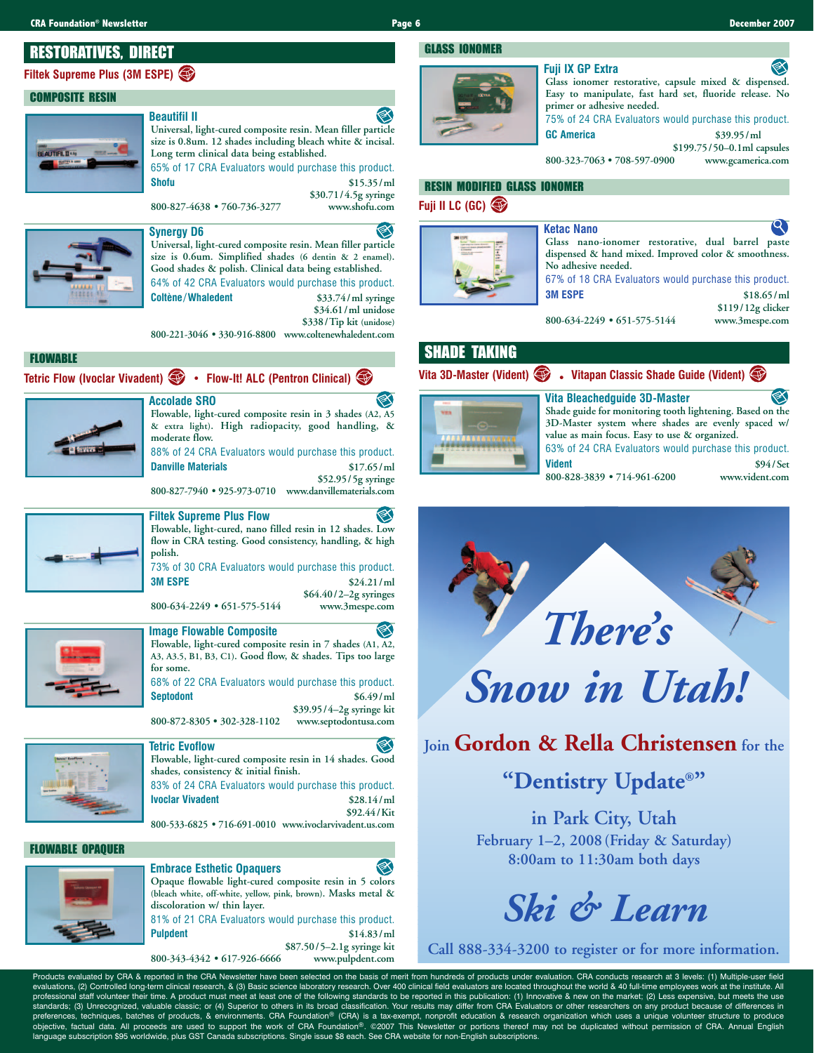# RESTORATIVES, DIRECT

**Filtek Supreme Plus (3M ESPE)**

## COMPOSITE RESIN

### Beautifil II

Universal, light-cured composite resin. Mean filler particle size is 0.8um. 12 shades including bleach white & incisal. Long term clinical data being established.

65% of 17 CRA Evaluators would purchase this product.

**Shofu** $15.35/ml
$30.71/4.5g syringe

800-827-4638 • 760-736-3277 www.shofu.com

### Synergy D6

Universal, light-cured composite resin. Mean filler particle size is 0.6um. Simplified shades (6 dentin & 2 enamel). Good shades & polish. Clinical data being established.

64% of 42 CRA Evaluators would purchase this product.

**Coltène/Whaledent** $33.74/ml syringe
$34.61/ml unidose
$338/Tip kit (unidose)

800-221-3046 • 330-916-8800 www.coltenewhaledent.com

## FLOWABLE

**Tetric Flow (Ivoclar Vivadent) • Flow-It! ALC (Pentron Clinical)**

### Accolade SRO

Flowable, light-cured composite resin in 3 shades (A2, A5 & extra light). High radiopacity, good handling, & moderate flow.

88% of 24 CRA Evaluators would purchase this product.

**Danville Materials** $17.65/ml
$52.95/5g syringe

800-827-7940 • 925-973-0710 www.danvillematerials.com

### Filtek Supreme Plus Flow

Flowable, light-cured, nano filled resin in 12 shades. Low flow in CRA testing. Good consistency, handling, & high polish.

73% of 30 CRA Evaluators would purchase this product.

**3M ESPE** $24.21/ml
$64.40/2–2g syringes

800-634-2249 • 651-575-5144 www.3mespe.com

### Image Flowable Composite

Flowable, light-cured composite resin in 7 shades (A1, A2, A3, A3.5, B1, B3, C1). Good flow, & shades. Tips too large for some.

68% of 22 CRA Evaluators would purchase this product.

**Septodont** $6.49/ml
$39.95/4–2g syringe kit

800-872-8305 • 302-328-1102 www.septodontusa.com

### Tetric Evoflow

Flowable, light-cured composite resin in 14 shades. Good shades, consistency & initial finish.

83% of 24 CRA Evaluators would purchase this product.

**Ivoclar Vivadent** $28.14/ml
$92.44/Kit

800-533-6825 • 716-691-0010 www.ivoclarvivadent.us.com

## FLOWABLE OPAQUER

### Embrace Esthetic Opaquers

Opaque flowable light-cured composite resin in 5 colors (bleach white, off-white, yellow, pink, brown). Masks metal & discoloration w/ thin layer.

81% of 21 CRA Evaluators would purchase this product.

**Pulpdent** $14.83/ml
$87.50/5–2.1g syringe kit

800-343-4342 • 617-926-6666 www.pulpdent.com

## GLASS IONOMER

### Fuji IX GP Extra

Glass ionomer restorative, capsule mixed & dispensed. Easy to manipulate, fast hard set, fluoride release. No primer or adhesive needed.

75% of 24 CRA Evaluators would purchase this product.

**GC America** $39.95/ml
$199.75/50–0.1ml capsules

800-323-7063 • 708-597-0900 www.gcamerica.com

## RESIN MODIFIED GLASS IONOMER

**Fuji II LC (GC)**

### Ketac Nano

Glass nano-ionomer restorative, dual barrel paste dispensed & hand mixed. Improved color & smoothness. No adhesive needed.

67% of 18 CRA Evaluators would purchase this product.

**3M ESPE** $18.65/ml
$119/12g clicker

800-634-2249 • 651-575-5144 www.3mespe.com

# SHADE TAKING

**Vita 3D-Master (Vident) • Vitapan Classic Shade Guide (Vident)**

### Vita Bleachedguide 3D-Master

Shade guide for monitoring tooth lightening. Based on the 3D-Master system where shades are evenly spaced w/ value as main focus. Easy to use & organized.

63% of 24 CRA Evaluators would purchase this product.

**Vident** $94/Set

800-828-3839 • 714-961-6200 www.vident.com

*There's Snow in Utah!*

Join **Gordon & Rella Christensen** for the

**"Dentistry Update®"**

in Park City, Utah
February 1–2, 2008 (Friday & Saturday)
8:00am to 11:30am both days

*Ski & Learn*

Call 888-334-3200 to register or for more information.

Products evaluated by CRA & reported in the CRA Newsletter have been selected on the basis of merit from hundreds of products under evaluation. CRA conducts research at 3 levels: (1) Multiple-user field evaluations, (2) Controlled long-term clinical research, & (3) Basic science laboratory research. Over 400 clinical field evaluators are located throughout the world & 40 full-time employees work at the institute. All professional staff volunteer their time. A product must meet at least one of the following standards to be reported in this publication: (1) Innovative & new on the market; (2) Less expensive, but meets the use standards; (3) Unrecognized, valuable classic; or (4) Superior to others in its broad classification. Your results may differ from CRA Evaluators or other researchers on any product because of differences in preferences, techniques, batches of products, & environments. CRA Foundation® (CRA) is a tax-exempt, nonprofit education & research organization which uses a unique volunteer structure to produce objective, factual data. All proceeds are used to support the work of CRA Foundation®. ©2007 This Newsletter or portions thereof may not be duplicated without permission of CRA. Annual English language subscription $95 worldwide, plus GST Canada subscriptions. Single issue $8 each. See CRA website for non-English subscriptions.